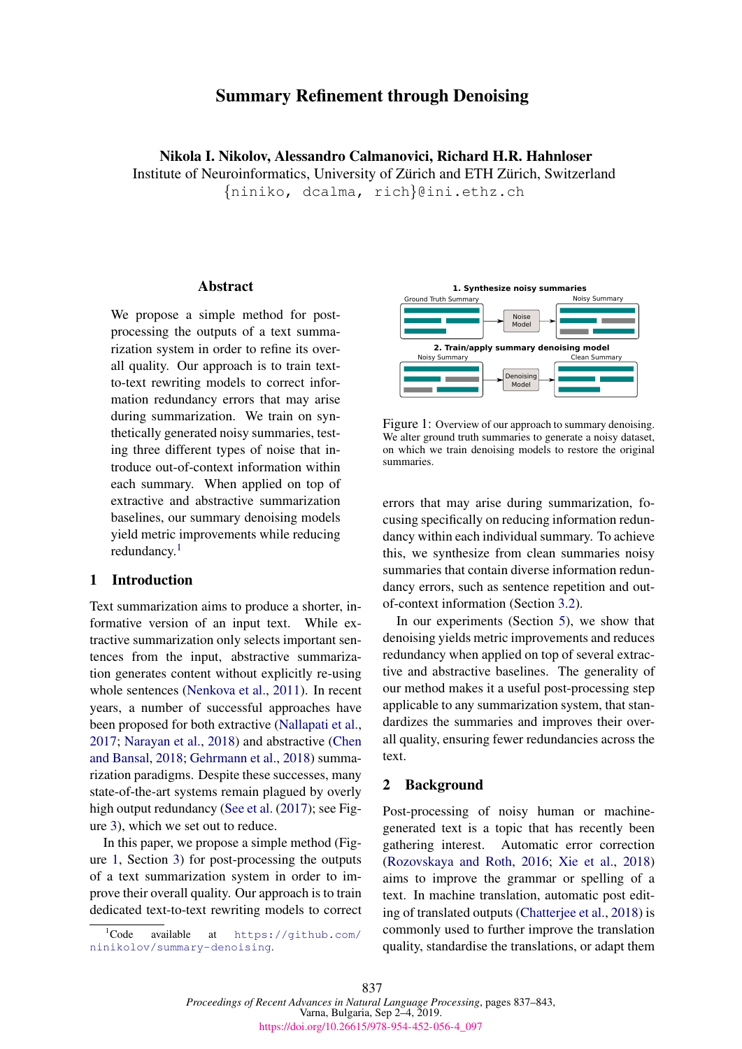# Summary Refinement through Denoising

**Nikola I. Nikolov, Alessandro Calmanovici, Richard H.R. Hahnloser**
Institute of Neuroinformatics, University of Zürich and ETH Zürich, Switzerland
{niniko, dcalma, rich}@ini.ethz.ch

## Abstract

We propose a simple method for post-processing the outputs of a text summarization system in order to refine its overall quality. Our approach is to train text-to-text rewriting models to correct information redundancy errors that may arise during summarization. We train on synthetically generated noisy summaries, testing three different types of noise that introduce out-of-context information within each summary. When applied on top of extractive and abstractive summarization baselines, our summary denoising models yield metric improvements while reducing redundancy.[1]

## 1 Introduction

Text summarization aims to produce a shorter, informative version of an input text. While extractive summarization only selects important sentences from the input, abstractive summarization generates content without explicitly re-using whole sentences (Nenkova et al., 2011). In recent years, a number of successful approaches have been proposed for both extractive (Nallapati et al., 2017; Narayan et al., 2018) and abstractive (Chen and Bansal, 2018; Gehrmann et al., 2018) summarization paradigms. Despite these successes, many state-of-the-art systems remain plagued by overly high output redundancy (See et al. (2017); see Figure 3), which we set out to reduce.

In this paper, we propose a simple method (Figure 1, Section 3) for post-processing the outputs of a text summarization system in order to improve their overall quality. Our approach is to train dedicated text-to-text rewriting models to correct errors that may arise during summarization, focusing specifically on reducing information redundancy within each individual summary. To achieve this, we synthesize from clean summaries noisy summaries that contain diverse information redundancy errors, such as sentence repetition and out-of-context information (Section 3.2).

1. Synthesize noisy summaries: Ground Truth Summary → Noise Model → Noisy Summary
2. Train/apply summary denoising model: Noisy Summary → Denoising Model → Clean Summary

Figure 1: Overview of our approach to summary denoising. We alter ground truth summaries to generate a noisy dataset, on which we train denoising models to restore the original summaries.

In our experiments (Section 5), we show that denoising yields metric improvements and reduces redundancy when applied on top of several extractive and abstractive baselines. The generality of our method makes it a useful post-processing step applicable to any summarization system, that standardizes the summaries and improves their overall quality, ensuring fewer redundancies across the text.

## 2 Background

Post-processing of noisy human or machine-generated text is a topic that has recently been gathering interest. Automatic error correction (Rozovskaya and Roth, 2016; Xie et al., 2018) aims to improve the grammar or spelling of a text. In machine translation, automatic post editing of translated outputs (Chatterjee et al., 2018) is commonly used to further improve the translation quality, standardise the translations, or adapt them

[1] Code available at https://github.com/ninikolov/summary-denoising.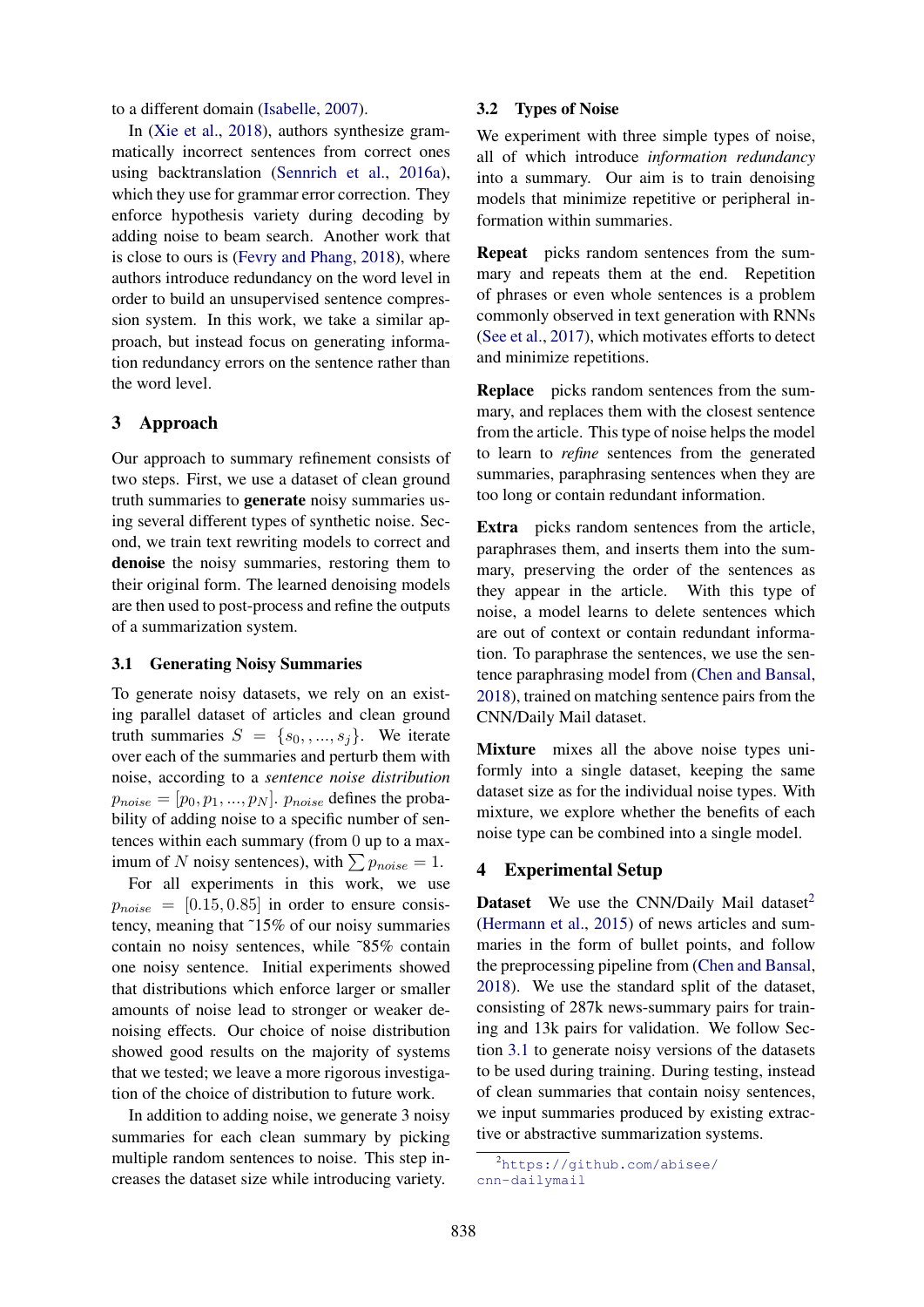to a different domain (Isabelle, 2007).

In (Xie et al., 2018), authors synthesize grammatically incorrect sentences from correct ones using backtranslation (Sennrich et al., 2016a), which they use for grammar error correction. They enforce hypothesis variety during decoding by adding noise to beam search. Another work that is close to ours is (Fevry and Phang, 2018), where authors introduce redundancy on the word level in order to build an unsupervised sentence compression system. In this work, we take a similar approach, but instead focus on generating information redundancy errors on the sentence rather than the word level.

## 3 Approach

Our approach to summary refinement consists of two steps. First, we use a dataset of clean ground truth summaries to **generate** noisy summaries using several different types of synthetic noise. Second, we train text rewriting models to correct and **denoise** the noisy summaries, restoring them to their original form. The learned denoising models are then used to post-process and refine the outputs of a summarization system.

### 3.1 Generating Noisy Summaries

To generate noisy datasets, we rely on an existing parallel dataset of articles and clean ground truth summaries $S = \{s_0, , ..., s_j\}$. We iterate over each of the summaries and perturb them with noise, according to a *sentence noise distribution* $p_{noise} = [p_0, p_1, ..., p_N]$. $p_{noise}$ defines the probability of adding noise to a specific number of sentences within each summary (from 0 up to a maximum of $N$ noisy sentences), with $\sum p_{noise} = 1$.

For all experiments in this work, we use $p_{noise} = [0.15, 0.85]$ in order to ensure consistency, meaning that ~15% of our noisy summaries contain no noisy sentences, while ~85% contain one noisy sentence. Initial experiments showed that distributions which enforce larger or smaller amounts of noise lead to stronger or weaker denoising effects. Our choice of noise distribution showed good results on the majority of systems that we tested; we leave a more rigorous investigation of the choice of distribution to future work.

In addition to adding noise, we generate 3 noisy summaries for each clean summary by picking multiple random sentences to noise. This step increases the dataset size while introducing variety.

### 3.2 Types of Noise

We experiment with three simple types of noise, all of which introduce *information redundancy* into a summary. Our aim is to train denoising models that minimize repetitive or peripheral information within summaries.

**Repeat** picks random sentences from the summary and repeats them at the end. Repetition of phrases or even whole sentences is a problem commonly observed in text generation with RNNs (See et al., 2017), which motivates efforts to detect and minimize repetitions.

**Replace** picks random sentences from the summary, and replaces them with the closest sentence from the article. This type of noise helps the model to learn to *refine* sentences from the generated summaries, paraphrasing sentences when they are too long or contain redundant information.

**Extra** picks random sentences from the article, paraphrases them, and inserts them into the summary, preserving the order of the sentences as they appear in the article. With this type of noise, a model learns to delete sentences which are out of context or contain redundant information. To paraphrase the sentences, we use the sentence paraphrasing model from (Chen and Bansal, 2018), trained on matching sentence pairs from the CNN/Daily Mail dataset.

**Mixture** mixes all the above noise types uniformly into a single dataset, keeping the same dataset size as for the individual noise types. With mixture, we explore whether the benefits of each noise type can be combined into a single model.

## 4 Experimental Setup

**Dataset** We use the CNN/Daily Mail dataset[2] (Hermann et al., 2015) of news articles and summaries in the form of bullet points, and follow the preprocessing pipeline from (Chen and Bansal, 2018). We use the standard split of the dataset, consisting of 287k news-summary pairs for training and 13k pairs for validation. We follow Section 3.1 to generate noisy versions of the datasets to be used during training. During testing, instead of clean summaries that contain noisy sentences, we input summaries produced by existing extractive or abstractive summarization systems.

[2] https://github.com/abisee/cnn-dailymail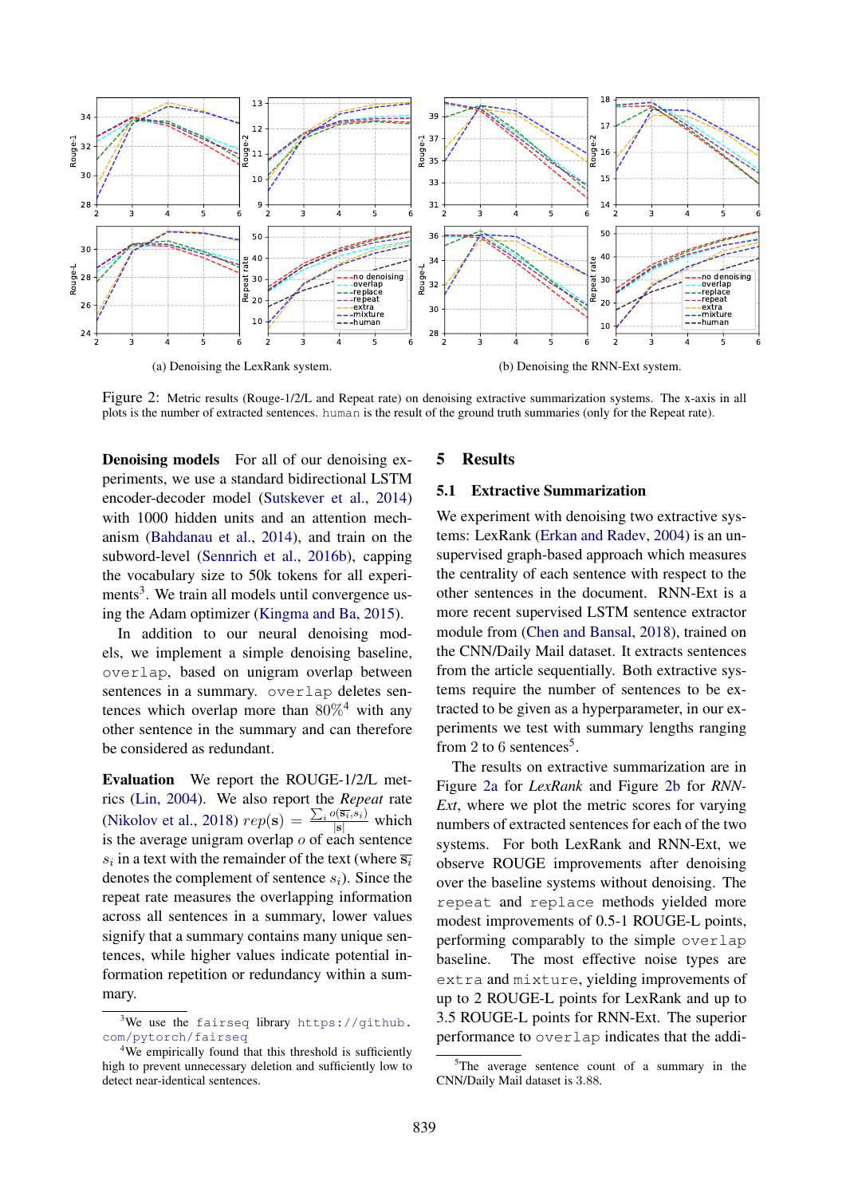(a) Denoising the LexRank system.

(b) Denoising the RNN-Ext system.

Figure 2: Metric results (Rouge-1/2/L and Repeat rate) on denoising extractive summarization systems. The x-axis in all plots is the number of extracted sentences. `human` is the result of the ground truth summaries (only for the Repeat rate).

**Denoising models** For all of our denoising experiments, we use a standard bidirectional LSTM encoder-decoder model (Sutskever et al., 2014) with 1000 hidden units and an attention mechanism (Bahdanau et al., 2014), and train on the subword-level (Sennrich et al., 2016b), capping the vocabulary size to 50k tokens for all experiments[3]. We train all models until convergence using the Adam optimizer (Kingma and Ba, 2015).

In addition to our neural denoising models, we implement a simple denoising baseline, `overlap`, based on unigram overlap between sentences in a summary. `overlap` deletes sentences which overlap more than 80%[4] with any other sentence in the summary and can therefore be considered as redundant.

**Evaluation** We report the ROUGE-1/2/L metrics (Lin, 2004). We also report the *Repeat* rate (Nikolov et al., 2018) $rep(\mathbf{s}) = \frac{\sum_i o(\overline{s_i}, s_i)}{|\mathbf{s}|}$ which is the average unigram overlap $o$ of each sentence $s_i$ in a text with the remainder of the text (where $\overline{s_i}$ denotes the complement of sentence $s_i$). Since the repeat rate measures the overlapping information across all sentences in a summary, lower values signify that a summary contains many unique sentences, while higher values indicate potential information repetition or redundancy within a summary.

[3] We use the `fairseq` library `https://github.com/pytorch/fairseq`

[4] We empirically found that this threshold is sufficiently high to prevent unnecessary deletion and sufficiently low to detect near-identical sentences.

## 5 Results

### 5.1 Extractive Summarization

We experiment with denoising two extractive systems: LexRank (Erkan and Radev, 2004) is an unsupervised graph-based approach which measures the centrality of each sentence with respect to the other sentences in the document. RNN-Ext is a more recent supervised LSTM sentence extractor module from (Chen and Bansal, 2018), trained on the CNN/Daily Mail dataset. It extracts sentences from the article sequentially. Both extractive systems require the number of sentences to be extracted to be given as a hyperparameter, in our experiments we test with summary lengths ranging from 2 to 6 sentences[5].

The results on extractive summarization are in Figure 2a for *LexRank* and Figure 2b for *RNN-Ext*, where we plot the metric scores for varying numbers of extracted sentences for each of the two systems. For both LexRank and RNN-Ext, we observe ROUGE improvements after denoising over the baseline systems without denoising. The `repeat` and `replace` methods yielded more modest improvements of 0.5-1 ROUGE-L points, performing comparably to the simple `overlap` baseline. The most effective noise types are `extra` and `mixture`, yielding improvements of up to 2 ROUGE-L points for LexRank and up to 3.5 ROUGE-L points for RNN-Ext. The superior performance to `overlap` indicates that the addi-

[5] The average sentence count of a summary in the CNN/Daily Mail dataset is 3.88.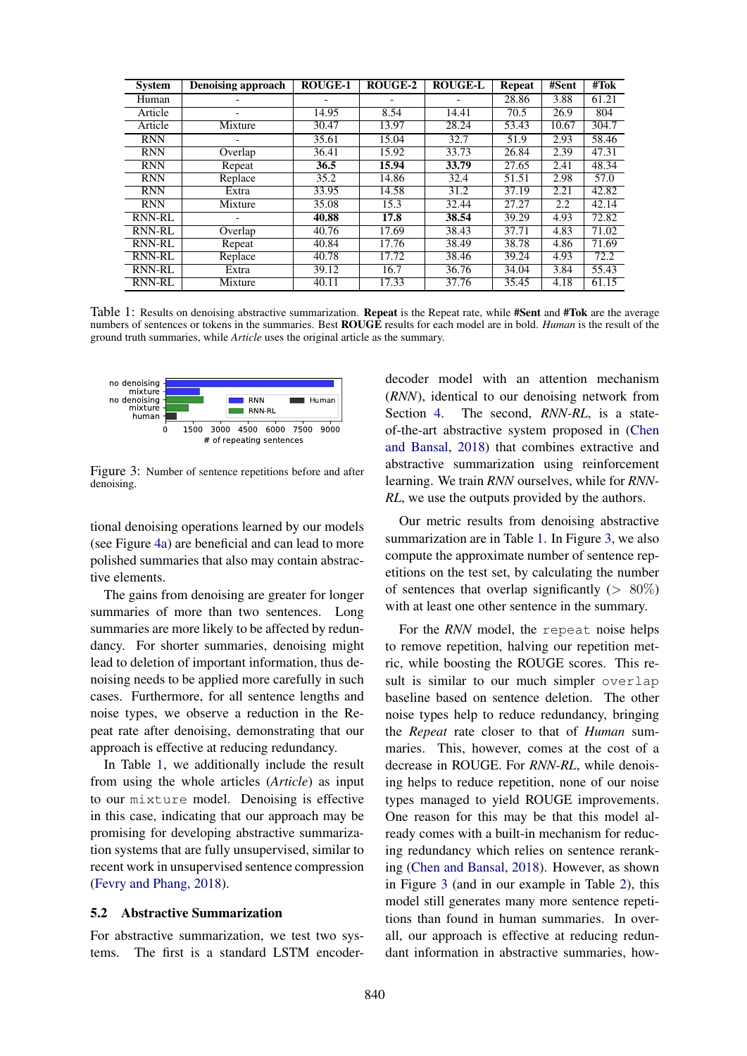| System | Denoising approach | ROUGE-1 | ROUGE-2 | ROUGE-L | Repeat | #Sent | #Tok |
|---|---|---|---|---|---|---|---|
| Human | - | - | - | - | 28.86 | 3.88 | 61.21 |
| Article | - | 14.95 | 8.54 | 14.41 | 70.5 | 26.9 | 804 |
| Article | Mixture | 30.47 | 13.97 | 28.24 | 53.43 | 10.67 | 304.7 |
| RNN | - | 35.61 | 15.04 | 32.7 | 51.9 | 2.93 | 58.46 |
| RNN | Overlap | 36.41 | 15.92 | 33.73 | 26.84 | 2.39 | 47.31 |
| RNN | Repeat | **36.5** | **15.94** | **33.79** | 27.65 | 2.41 | 48.34 |
| RNN | Replace | 35.2 | 14.86 | 32.4 | 51.51 | 2.98 | 57.0 |
| RNN | Extra | 33.95 | 14.58 | 31.2 | 37.19 | 2.21 | 42.82 |
| RNN | Mixture | 35.08 | 15.3 | 32.44 | 27.27 | 2.2 | 42.14 |
| RNN-RL | - | **40.88** | **17.8** | **38.54** | 39.29 | 4.93 | 72.82 |
| RNN-RL | Overlap | 40.76 | 17.69 | 38.43 | 37.71 | 4.83 | 71.02 |
| RNN-RL | Repeat | 40.84 | 17.76 | 38.49 | 38.78 | 4.86 | 71.69 |
| RNN-RL | Replace | 40.78 | 17.72 | 38.46 | 39.24 | 4.93 | 72.2 |
| RNN-RL | Extra | 39.12 | 16.7 | 36.76 | 34.04 | 3.84 | 55.43 |
| RNN-RL | Mixture | 40.11 | 17.33 | 37.76 | 35.45 | 4.18 | 61.15 |

Table 1: Results on denoising abstractive summarization. **Repeat** is the Repeat rate, while **#Sent** and **#Tok** are the average numbers of sentences or tokens in the summaries. Best **ROUGE** results for each model are in bold. *Human* is the result of the ground truth summaries, while *Article* uses the original article as the summary.

Figure 3: Number of sentence repetitions before and after denoising.

tional denoising operations learned by our models (see Figure 4a) are beneficial and can lead to more polished summaries that also may contain abstractive elements.

The gains from denoising are greater for longer summaries of more than two sentences. Long summaries are more likely to be affected by redundancy. For shorter summaries, denoising might lead to deletion of important information, thus denoising needs to be applied more carefully in such cases. Furthermore, for all sentence lengths and noise types, we observe a reduction in the Repeat rate after denoising, demonstrating that our approach is effective at reducing redundancy.

In Table 1, we additionally include the result from using the whole articles (*Article*) as input to our `mixture` model. Denoising is effective in this case, indicating that our approach may be promising for developing abstractive summarization systems that are fully unsupervised, similar to recent work in unsupervised sentence compression (Fevry and Phang, 2018).

## 5.2 Abstractive Summarization

For abstractive summarization, we test two systems. The first is a standard LSTM encoder-decoder model with an attention mechanism (*RNN*), identical to our denoising network from Section 4. The second, *RNN-RL*, is a state-of-the-art abstractive system proposed in (Chen and Bansal, 2018) that combines extractive and abstractive summarization using reinforcement learning. We train *RNN* ourselves, while for *RNN-RL*, we use the outputs provided by the authors.

Our metric results from denoising abstractive summarization are in Table 1. In Figure 3, we also compute the approximate number of sentence repetitions on the test set, by calculating the number of sentences that overlap significantly ($> 80\%$) with at least one other sentence in the summary.

For the *RNN* model, the `repeat` noise helps to remove repetition, halving our repetition metric, while boosting the ROUGE scores. This result is similar to our much simpler `overlap` baseline based on sentence deletion. The other noise types help to reduce redundancy, bringing the *Repeat* rate closer to that of *Human* summaries. This, however, comes at the cost of a decrease in ROUGE. For *RNN-RL*, while denoising helps to reduce repetition, none of our noise types managed to yield ROUGE improvements. One reason for this may be that this model already comes with a built-in mechanism for reducing redundancy which relies on sentence reranking (Chen and Bansal, 2018). However, as shown in Figure 3 (and in our example in Table 2), this model still generates many more sentence repetitions than found in human summaries. In overall, our approach is effective at reducing redundant information in abstractive summaries, how-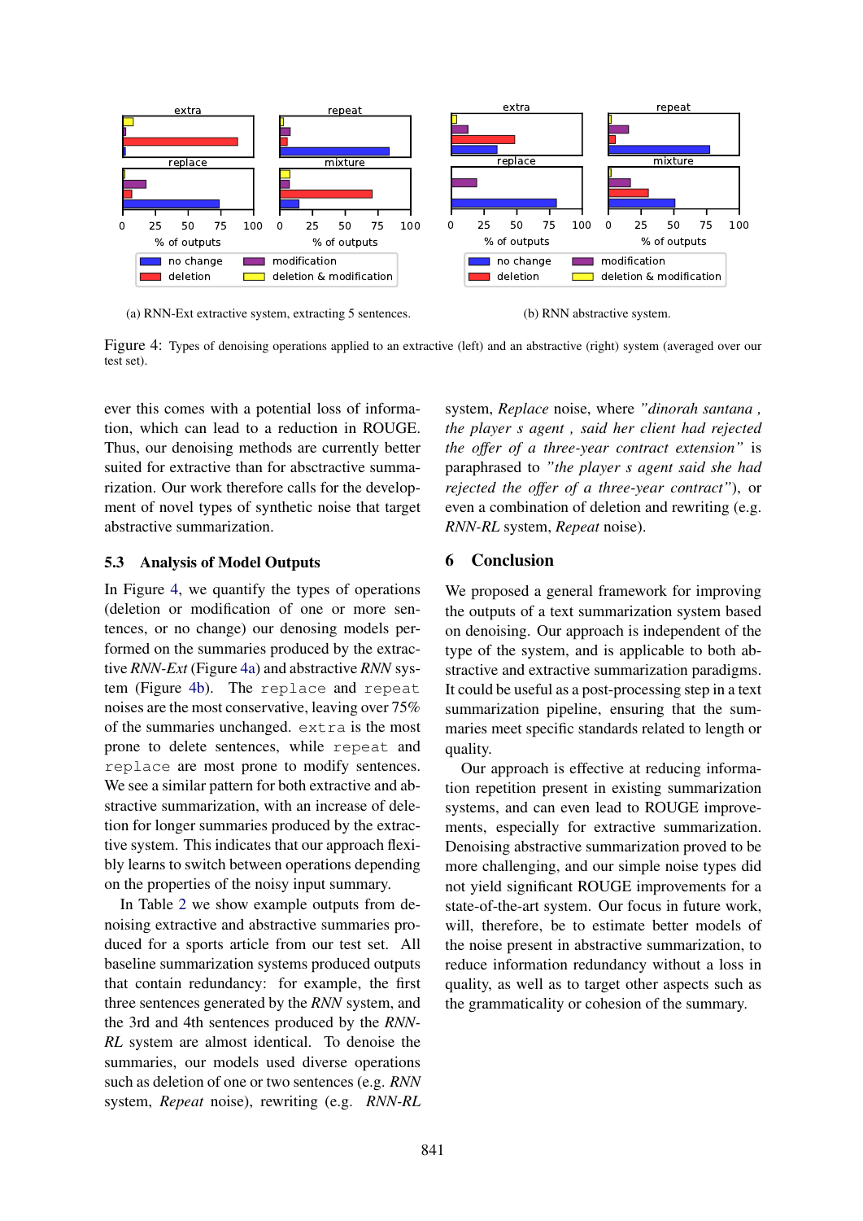(a) RNN-Ext extractive system, extracting 5 sentences.

(b) RNN abstractive system.

Figure 4: Types of denoising operations applied to an extractive (left) and an abstractive (right) system (averaged over our test set).

ever this comes with a potential loss of information, which can lead to a reduction in ROUGE. Thus, our denoising methods are currently better suited for extractive than for absctractive summarization. Our work therefore calls for the development of novel types of synthetic noise that target abstractive summarization.

### 5.3 Analysis of Model Outputs

In Figure 4, we quantify the types of operations (deletion or modification of one or more sentences, or no change) our denosing models performed on the summaries produced by the extractive *RNN-Ext* (Figure 4a) and abstractive *RNN* system (Figure 4b). The `replace` and `repeat` noises are the most conservative, leaving over 75% of the summaries unchanged. `extra` is the most prone to delete sentences, while `repeat` and `replace` are most prone to modify sentences. We see a similar pattern for both extractive and abstractive summarization, with an increase of deletion for longer summaries produced by the extractive system. This indicates that our approach flexibly learns to switch between operations depending on the properties of the noisy input summary.

In Table 2 we show example outputs from denoising extractive and abstractive summaries produced for a sports article from our test set. All baseline summarization systems produced outputs that contain redundancy: for example, the first three sentences generated by the *RNN* system, and the 3rd and 4th sentences produced by the *RNN-RL* system are almost identical. To denoise the summaries, our models used diverse operations such as deletion of one or two sentences (e.g. *RNN* system, *Repeat* noise), rewriting (e.g. *RNN-RL* system, *Replace* noise, where *"dinorah santana , the player s agent , said her client had rejected the offer of a three-year contract extension"* is paraphrased to *"the player s agent said she had rejected the offer of a three-year contract"*), or even a combination of deletion and rewriting (e.g. *RNN-RL* system, *Repeat* noise).

## 6 Conclusion

We proposed a general framework for improving the outputs of a text summarization system based on denoising. Our approach is independent of the type of the system, and is applicable to both abstractive and extractive summarization paradigms. It could be useful as a post-processing step in a text summarization pipeline, ensuring that the summaries meet specific standards related to length or quality.

Our approach is effective at reducing information repetition present in existing summarization systems, and can even lead to ROUGE improvements, especially for extractive summarization. Denoising abstractive summarization proved to be more challenging, and our simple noise types did not yield significant ROUGE improvements for a state-of-the-art system. Our focus in future work, will, therefore, be to estimate better models of the noise present in abstractive summarization, to reduce information redundancy without a loss in quality, as well as to target other aspects such as the grammaticality or cohesion of the summary.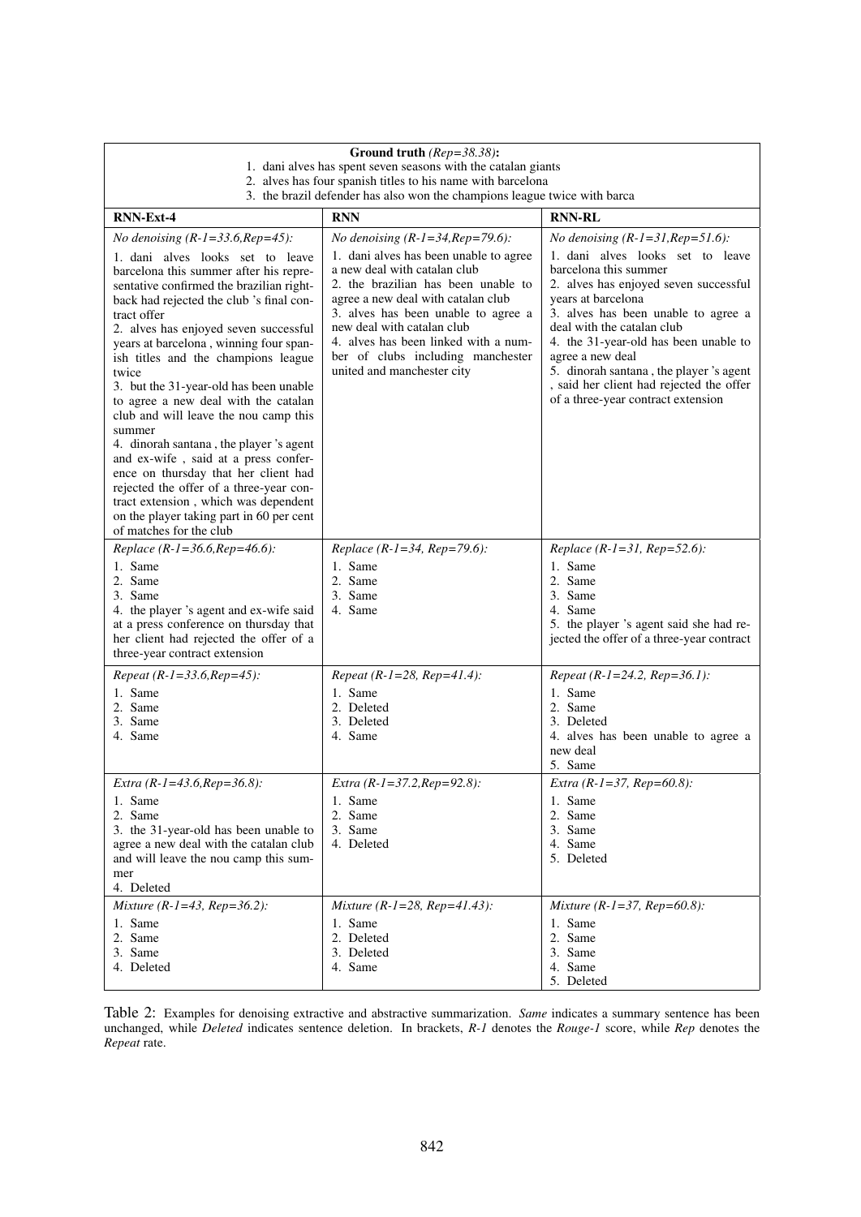| **Ground truth** *(Rep=38.38)*: 1. dani alves has spent seven seasons with the catalan giants 2. alves has four spanish titles to his name with barcelona 3. the brazil defender has also won the champions league twice with barca | | |
|---|---|---|
| **RNN-Ext-4** | **RNN** | **RNN-RL** |
| *No denoising (R-1=33.6,Rep=45):* 1. dani alves looks set to leave barcelona this summer after his representative confirmed the brazilian right-back had rejected the club 's final contract offer 2. alves has enjoyed seven successful years at barcelona , winning four spanish titles and the champions league twice 3. but the 31-year-old has been unable to agree a new deal with the catalan club and will leave the nou camp this summer 4. dinorah santana , the player 's agent and ex-wife , said at a press conference on thursday that her client had rejected the offer of a three-year contract extension , which was dependent on the player taking part in 60 per cent of matches for the club | *No denoising (R-1=34,Rep=79.6):* 1. dani alves has been unable to agree a new deal with catalan club 2. the brazilian has been unable to agree a new deal with catalan club 3. alves has been unable to agree a new deal with catalan club 4. alves has been linked with a number of clubs including manchester united and manchester city | *No denoising (R-1=31,Rep=51.6):* 1. dani alves looks set to leave barcelona this summer 2. alves has enjoyed seven successful years at barcelona 3. alves has been unable to agree a deal with the catalan club 4. the 31-year-old has been unable to agree a new deal 5. dinorah santana , the player 's agent , said her client had rejected the offer of a three-year contract extension |
| *Replace (R-1=36.6,Rep=46.6):* 1. Same 2. Same 3. Same 4. the player 's agent and ex-wife said at a press conference on thursday that her client had rejected the offer of a three-year contract extension | *Replace (R-1=34, Rep=79.6):* 1. Same 2. Same 3. Same 4. Same | *Replace (R-1=31, Rep=52.6):* 1. Same 2. Same 3. Same 4. Same 5. the player 's agent said she had rejected the offer of a three-year contract |
| *Repeat (R-1=33.6,Rep=45):* 1. Same 2. Same 3. Same 4. Same | *Repeat (R-1=28, Rep=41.4):* 1. Same 2. Deleted 3. Deleted 4. Same | *Repeat (R-1=24.2, Rep=36.1):* 1. Same 2. Same 3. Deleted 4. alves has been unable to agree a new deal 5. Same |
| *Extra (R-1=43.6,Rep=36.8):* 1. Same 2. Same 3. the 31-year-old has been unable to agree a new deal with the catalan club and will leave the nou camp this summer 4. Deleted | *Extra (R-1=37.2,Rep=92.8):* 1. Same 2. Same 3. Same 4. Deleted | *Extra (R-1=37, Rep=60.8):* 1. Same 2. Same 3. Same 4. Same 5. Deleted |
| *Mixture (R-1=43, Rep=36.2):* 1. Same 2. Same 3. Same 4. Deleted | *Mixture (R-1=28, Rep=41.43):* 1. Same 2. Deleted 3. Deleted 4. Same | *Mixture (R-1=37, Rep=60.8):* 1. Same 2. Same 3. Same 4. Same 5. Deleted |

Table 2: Examples for denoising extractive and abstractive summarization. *Same* indicates a summary sentence has been unchanged, while *Deleted* indicates sentence deletion. In brackets, *R-1* denotes the *Rouge-1* score, while *Rep* denotes the *Repeat* rate.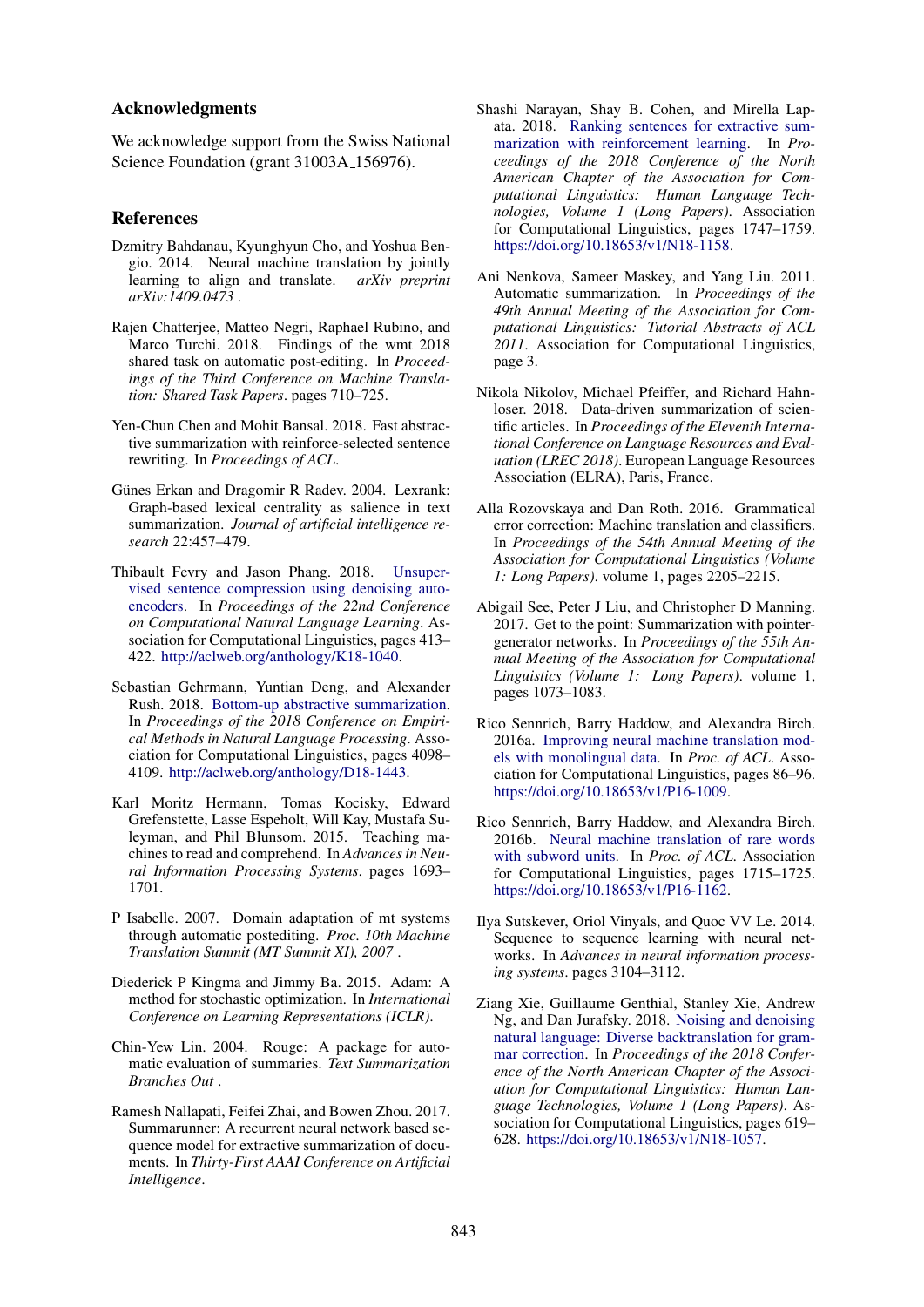## Acknowledgments

We acknowledge support from the Swiss National Science Foundation (grant 31003A_156976).

## References

Dzmitry Bahdanau, Kyunghyun Cho, and Yoshua Bengio. 2014. Neural machine translation by jointly learning to align and translate. *arXiv preprint arXiv:1409.0473* .

Rajen Chatterjee, Matteo Negri, Raphael Rubino, and Marco Turchi. 2018. Findings of the wmt 2018 shared task on automatic post-editing. In *Proceedings of the Third Conference on Machine Translation: Shared Task Papers*. pages 710–725.

Yen-Chun Chen and Mohit Bansal. 2018. Fast abstractive summarization with reinforce-selected sentence rewriting. In *Proceedings of ACL*.

Günes Erkan and Dragomir R Radev. 2004. Lexrank: Graph-based lexical centrality as salience in text summarization. *Journal of artificial intelligence research* 22:457–479.

Thibault Fevry and Jason Phang. 2018. Unsupervised sentence compression using denoising autoencoders. In *Proceedings of the 22nd Conference on Computational Natural Language Learning*. Association for Computational Linguistics, pages 413–422. http://aclweb.org/anthology/K18-1040.

Sebastian Gehrmann, Yuntian Deng, and Alexander Rush. 2018. Bottom-up abstractive summarization. In *Proceedings of the 2018 Conference on Empirical Methods in Natural Language Processing*. Association for Computational Linguistics, pages 4098–4109. http://aclweb.org/anthology/D18-1443.

Karl Moritz Hermann, Tomas Kocisky, Edward Grefenstette, Lasse Espeholt, Will Kay, Mustafa Suleyman, and Phil Blunsom. 2015. Teaching machines to read and comprehend. In *Advances in Neural Information Processing Systems*. pages 1693–1701.

P Isabelle. 2007. Domain adaptation of mt systems through automatic postediting. *Proc. 10th Machine Translation Summit (MT Summit XI), 2007* .

Diederick P Kingma and Jimmy Ba. 2015. Adam: A method for stochastic optimization. In *International Conference on Learning Representations (ICLR)*.

Chin-Yew Lin. 2004. Rouge: A package for automatic evaluation of summaries. *Text Summarization Branches Out* .

Ramesh Nallapati, Feifei Zhai, and Bowen Zhou. 2017. Summarunner: A recurrent neural network based sequence model for extractive summarization of documents. In *Thirty-First AAAI Conference on Artificial Intelligence*.

Shashi Narayan, Shay B. Cohen, and Mirella Lapata. 2018. Ranking sentences for extractive summarization with reinforcement learning. In *Proceedings of the 2018 Conference of the North American Chapter of the Association for Computational Linguistics: Human Language Technologies, Volume 1 (Long Papers)*. Association for Computational Linguistics, pages 1747–1759. https://doi.org/10.18653/v1/N18-1158.

Ani Nenkova, Sameer Maskey, and Yang Liu. 2011. Automatic summarization. In *Proceedings of the 49th Annual Meeting of the Association for Computational Linguistics: Tutorial Abstracts of ACL 2011*. Association for Computational Linguistics, page 3.

Nikola Nikolov, Michael Pfeiffer, and Richard Hahnloser. 2018. Data-driven summarization of scientific articles. In *Proceedings of the Eleventh International Conference on Language Resources and Evaluation (LREC 2018)*. European Language Resources Association (ELRA), Paris, France.

Alla Rozovskaya and Dan Roth. 2016. Grammatical error correction: Machine translation and classifiers. In *Proceedings of the 54th Annual Meeting of the Association for Computational Linguistics (Volume 1: Long Papers)*. volume 1, pages 2205–2215.

Abigail See, Peter J Liu, and Christopher D Manning. 2017. Get to the point: Summarization with pointer-generator networks. In *Proceedings of the 55th Annual Meeting of the Association for Computational Linguistics (Volume 1: Long Papers)*. volume 1, pages 1073–1083.

Rico Sennrich, Barry Haddow, and Alexandra Birch. 2016a. Improving neural machine translation models with monolingual data. In *Proc. of ACL*. Association for Computational Linguistics, pages 86–96. https://doi.org/10.18653/v1/P16-1009.

Rico Sennrich, Barry Haddow, and Alexandra Birch. 2016b. Neural machine translation of rare words with subword units. In *Proc. of ACL*. Association for Computational Linguistics, pages 1715–1725. https://doi.org/10.18653/v1/P16-1162.

Ilya Sutskever, Oriol Vinyals, and Quoc VV Le. 2014. Sequence to sequence learning with neural networks. In *Advances in neural information processing systems*. pages 3104–3112.

Ziang Xie, Guillaume Genthial, Stanley Xie, Andrew Ng, and Dan Jurafsky. 2018. Noising and denoising natural language: Diverse backtranslation for grammar correction. In *Proceedings of the 2018 Conference of the North American Chapter of the Association for Computational Linguistics: Human Language Technologies, Volume 1 (Long Papers)*. Association for Computational Linguistics, pages 619–628. https://doi.org/10.18653/v1/N18-1057.